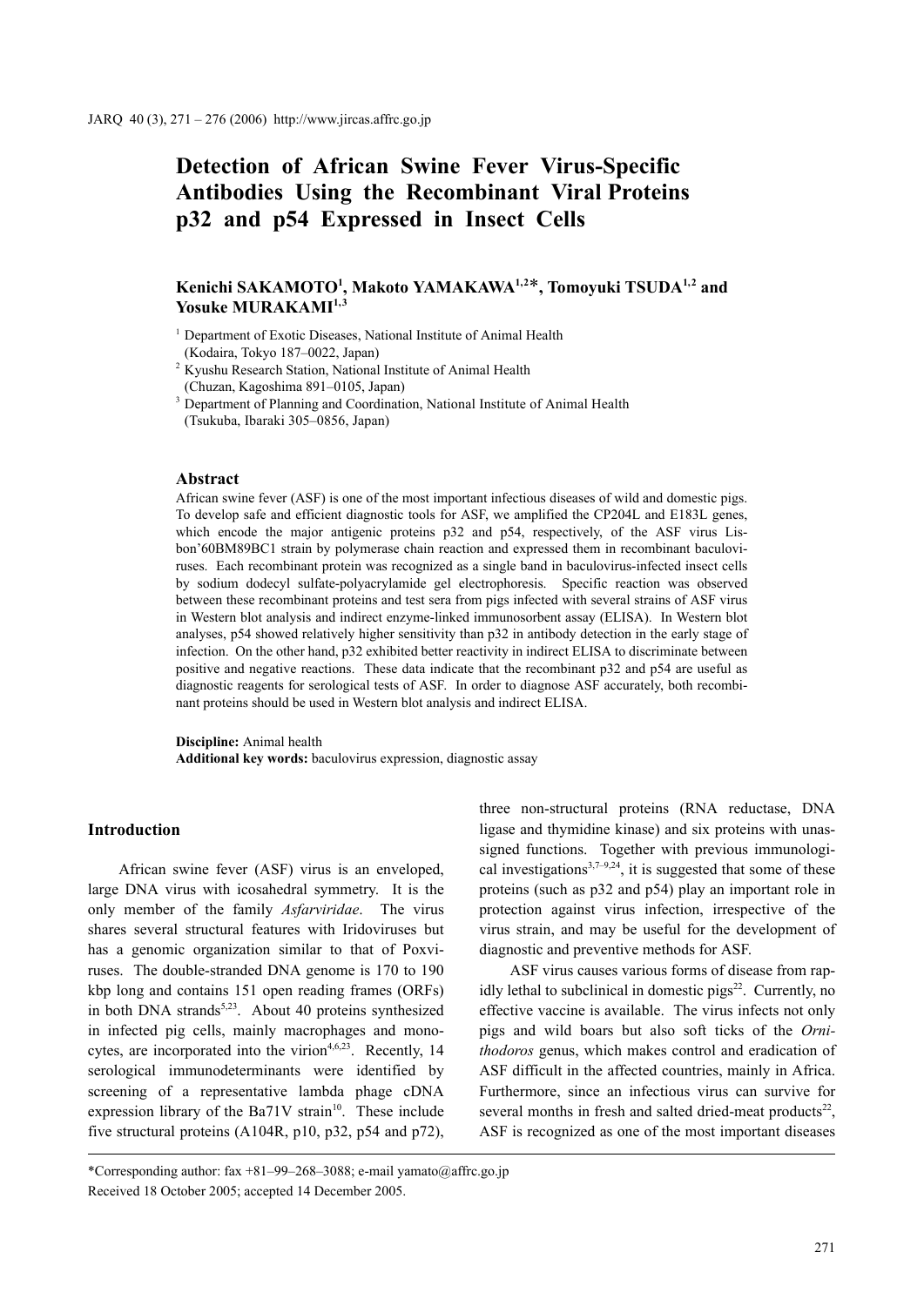# Detection of African Swine Fever Virus-Specific Antibodies Using the Recombinant Viral Proteins p32 and p54 Expressed in Insect Cells

**Kenichi SAKAMOTO[1], Makoto YAMAKAWA[1,2]*, Tomoyuki TSUDA[1,2] and Yosuke MURAKAMI[1,3]**

[1] Department of Exotic Diseases, National Institute of Animal Health (Kodaira, Tokyo 187–0022, Japan)

[2] Kyushu Research Station, National Institute of Animal Health (Chuzan, Kagoshima 891–0105, Japan)

[3] Department of Planning and Coordination, National Institute of Animal Health (Tsukuba, Ibaraki 305–0856, Japan)

## Abstract

African swine fever (ASF) is one of the most important infectious diseases of wild and domestic pigs. To develop safe and efficient diagnostic tools for ASF, we amplified the CP204L and E183L genes, which encode the major antigenic proteins p32 and p54, respectively, of the ASF virus Lisbon'60BM89BC1 strain by polymerase chain reaction and expressed them in recombinant baculoviruses. Each recombinant protein was recognized as a single band in baculovirus-infected insect cells by sodium dodecyl sulfate-polyacrylamide gel electrophoresis. Specific reaction was observed between these recombinant proteins and test sera from pigs infected with several strains of ASF virus in Western blot analysis and indirect enzyme-linked immunosorbent assay (ELISA). In Western blot analyses, p54 showed relatively higher sensitivity than p32 in antibody detection in the early stage of infection. On the other hand, p32 exhibited better reactivity in indirect ELISA to discriminate between positive and negative reactions. These data indicate that the recombinant p32 and p54 are useful as diagnostic reagents for serological tests of ASF. In order to diagnose ASF accurately, both recombinant proteins should be used in Western blot analysis and indirect ELISA.

**Discipline:** Animal health
**Additional key words:** baculovirus expression, diagnostic assay

## Introduction

African swine fever (ASF) virus is an enveloped, large DNA virus with icosahedral symmetry. It is the only member of the family *Asfarviridae*. The virus shares several structural features with Iridoviruses but has a genomic organization similar to that of Poxviruses. The double-stranded DNA genome is 170 to 190 kbp long and contains 151 open reading frames (ORFs) in both DNA strands[5,23]. About 40 proteins synthesized in infected pig cells, mainly macrophages and monocytes, are incorporated into the virion[4,6,23]. Recently, 14 serological immunodeterminants were identified by screening of a representative lambda phage cDNA expression library of the Ba71V strain[10]. These include five structural proteins (A104R, p10, p32, p54 and p72), three non-structural proteins (RNA reductase, DNA ligase and thymidine kinase) and six proteins with unassigned functions. Together with previous immunological investigations[3,7–9,24], it is suggested that some of these proteins (such as p32 and p54) play an important role in protection against virus infection, irrespective of the virus strain, and may be useful for the development of diagnostic and preventive methods for ASF.

ASF virus causes various forms of disease from rapidly lethal to subclinical in domestic pigs[22]. Currently, no effective vaccine is available. The virus infects not only pigs and wild boars but also soft ticks of the *Ornithodoros* genus, which makes control and eradication of ASF difficult in the affected countries, mainly in Africa. Furthermore, since an infectious virus can survive for several months in fresh and salted dried-meat products[22], ASF is recognized as one of the most important diseases

*Corresponding author: fax +81–99–268–3088; e-mail yamato@affrc.go.jp
Received 18 October 2005; accepted 14 December 2005.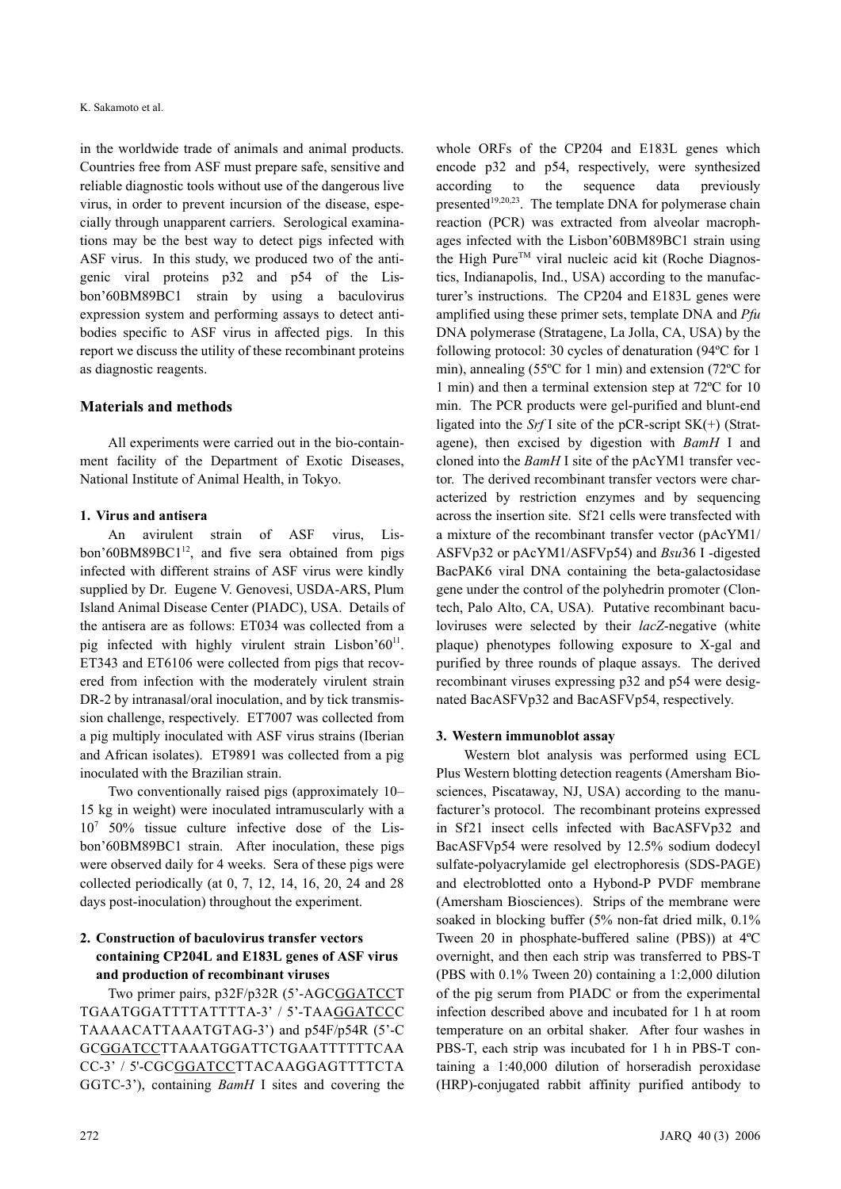in the worldwide trade of animals and animal products. Countries free from ASF must prepare safe, sensitive and reliable diagnostic tools without use of the dangerous live virus, in order to prevent incursion of the disease, especially through unapparent carriers. Serological examinations may be the best way to detect pigs infected with ASF virus. In this study, we produced two of the antigenic viral proteins p32 and p54 of the Lisbon'60BM89BC1 strain by using a baculovirus expression system and performing assays to detect antibodies specific to ASF virus in affected pigs. In this report we discuss the utility of these recombinant proteins as diagnostic reagents.

## Materials and methods

All experiments were carried out in the bio-containment facility of the Department of Exotic Diseases, National Institute of Animal Health, in Tokyo.

### 1. Virus and antisera

An avirulent strain of ASF virus, Lisbon'60BM89BC1[12], and five sera obtained from pigs infected with different strains of ASF virus were kindly supplied by Dr. Eugene V. Genovesi, USDA-ARS, Plum Island Animal Disease Center (PIADC), USA. Details of the antisera are as follows: ET034 was collected from a pig infected with highly virulent strain Lisbon'60[11]. ET343 and ET6106 were collected from pigs that recovered from infection with the moderately virulent strain DR-2 by intranasal/oral inoculation, and by tick transmission challenge, respectively. ET7007 was collected from a pig multiply inoculated with ASF virus strains (Iberian and African isolates). ET9891 was collected from a pig inoculated with the Brazilian strain.

Two conventionally raised pigs (approximately 10–15 kg in weight) were inoculated intramuscularly with a $10^7$ 50% tissue culture infective dose of the Lisbon'60BM89BC1 strain. After inoculation, these pigs were observed daily for 4 weeks. Sera of these pigs were collected periodically (at 0, 7, 12, 14, 16, 20, 24 and 28 days post-inoculation) throughout the experiment.

### 2. Construction of baculovirus transfer vectors containing CP204L and E183L genes of ASF virus and production of recombinant viruses

Two primer pairs, p32F/p32R (5'-AGCGGATCCTTGAATGGATTTTATTTTA-3' / 5'-TAAGGATCCCTAAAACATTAAATGTAG-3') and p54F/p54R (5'-CGCGGATCCTTAAATGGATTCTGAATTTTTTCAACC-3' / 5'-CGCGGATCCTTACAAGGAGTTTTCTAGGTC-3'), containing *BamH* I sites and covering the whole ORFs of the CP204 and E183L genes which encode p32 and p54, respectively, were synthesized according to the sequence data previously presented[19,20,23]. The template DNA for polymerase chain reaction (PCR) was extracted from alveolar macrophages infected with the Lisbon'60BM89BC1 strain using the High Pure™ viral nucleic acid kit (Roche Diagnostics, Indianapolis, Ind., USA) according to the manufacturer's instructions. The CP204 and E183L genes were amplified using these primer sets, template DNA and *Pfu* DNA polymerase (Stratagene, La Jolla, CA, USA) by the following protocol: 30 cycles of denaturation (94ºC for 1 min), annealing (55ºC for 1 min) and extension (72ºC for 1 min) and then a terminal extension step at 72ºC for 10 min. The PCR products were gel-purified and blunt-end ligated into the *Srf* I site of the pCR-script SK(+) (Stratagene), then excised by digestion with *BamH* I and cloned into the *BamH* I site of the pAcYM1 transfer vector. The derived recombinant transfer vectors were characterized by restriction enzymes and by sequencing across the insertion site. Sf21 cells were transfected with a mixture of the recombinant transfer vector (pAcYM1/ASFVp32 or pAcYM1/ASFVp54) and *Bsu*36 I -digested BacPAK6 viral DNA containing the beta-galactosidase gene under the control of the polyhedrin promoter (Clontech, Palo Alto, CA, USA). Putative recombinant baculoviruses were selected by their *lacZ*-negative (white plaque) phenotypes following exposure to X-gal and purified by three rounds of plaque assays. The derived recombinant viruses expressing p32 and p54 were designated BacASFVp32 and BacASFVp54, respectively.

### 3. Western immunoblot assay

Western blot analysis was performed using ECL Plus Western blotting detection reagents (Amersham Biosciences, Piscataway, NJ, USA) according to the manufacturer's protocol. The recombinant proteins expressed in Sf21 insect cells infected with BacASFVp32 and BacASFVp54 were resolved by 12.5% sodium dodecyl sulfate-polyacrylamide gel electrophoresis (SDS-PAGE) and electroblotted onto a Hybond-P PVDF membrane (Amersham Biosciences). Strips of the membrane were soaked in blocking buffer (5% non-fat dried milk, 0.1% Tween 20 in phosphate-buffered saline (PBS)) at 4ºC overnight, and then each strip was transferred to PBS-T (PBS with 0.1% Tween 20) containing a 1:2,000 dilution of the pig serum from PIADC or from the experimental infection described above and incubated for 1 h at room temperature on an orbital shaker. After four washes in PBS-T, each strip was incubated for 1 h in PBS-T containing a 1:40,000 dilution of horseradish peroxidase (HRP)-conjugated rabbit affinity purified antibody to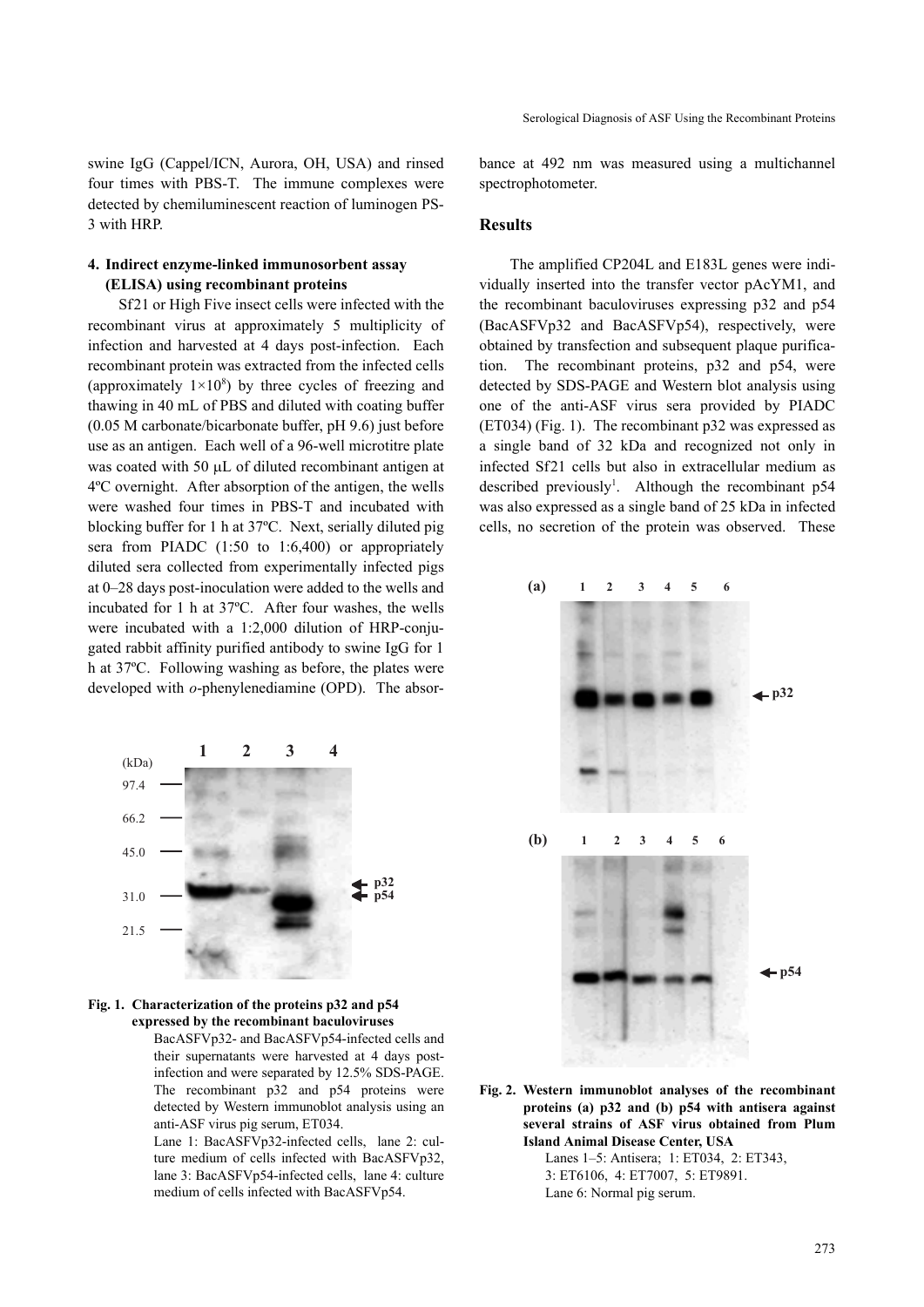swine IgG (Cappel/ICN, Aurora, OH, USA) and rinsed four times with PBS-T. The immune complexes were detected by chemiluminescent reaction of luminogen PS-3 with HRP.

### 4. Indirect enzyme-linked immunosorbent assay (ELISA) using recombinant proteins

Sf21 or High Five insect cells were infected with the recombinant virus at approximately 5 multiplicity of infection and harvested at 4 days post-infection. Each recombinant protein was extracted from the infected cells (approximately $1 \times 10^8$) by three cycles of freezing and thawing in 40 mL of PBS and diluted with coating buffer (0.05 M carbonate/bicarbonate buffer, pH 9.6) just before use as an antigen. Each well of a 96-well microtitre plate was coated with 50 μL of diluted recombinant antigen at 4ºC overnight. After absorption of the antigen, the wells were washed four times in PBS-T and incubated with blocking buffer for 1 h at 37ºC. Next, serially diluted pig sera from PIADC (1:50 to 1:6,400) or appropriately diluted sera collected from experimentally infected pigs at 0–28 days post-inoculation were added to the wells and incubated for 1 h at 37ºC. After four washes, the wells were incubated with a 1:2,000 dilution of HRP-conjugated rabbit affinity purified antibody to swine IgG for 1 h at 37ºC. Following washing as before, the plates were developed with *o*-phenylenediamine (OPD). The absorbance at 492 nm was measured using a multichannel spectrophotometer.

## Results

The amplified CP204L and E183L genes were individually inserted into the transfer vector pAcYM1, and the recombinant baculoviruses expressing p32 and p54 (BacASFVp32 and BacASFVp54), respectively, were obtained by transfection and subsequent plaque purification. The recombinant proteins, p32 and p54, were detected by SDS-PAGE and Western blot analysis using one of the anti-ASF virus sera provided by PIADC (ET034) (Fig. 1). The recombinant p32 was expressed as a single band of 32 kDa and recognized not only in infected Sf21 cells but also in extracellular medium as described previously[1]. Although the recombinant p54 was also expressed as a single band of 25 kDa in infected cells, no secretion of the protein was observed. These

**Fig. 1. Characterization of the proteins p32 and p54 expressed by the recombinant baculoviruses**

BacASFVp32- and BacASFVp54-infected cells and their supernatants were harvested at 4 days post-infection and were separated by 12.5% SDS-PAGE. The recombinant p32 and p54 proteins were detected by Western immunoblot analysis using an anti-ASF virus pig serum, ET034.

Lane 1: BacASFVp32-infected cells, lane 2: culture medium of cells infected with BacASFVp32, lane 3: BacASFVp54-infected cells, lane 4: culture medium of cells infected with BacASFVp54.

**Fig. 2. Western immunoblot analyses of the recombinant proteins (a) p32 and (b) p54 with antisera against several strains of ASF virus obtained from Plum Island Animal Disease Center, USA**

Lanes 1–5: Antisera; 1: ET034, 2: ET343, 3: ET6106, 4: ET7007, 5: ET9891.
Lane 6: Normal pig serum.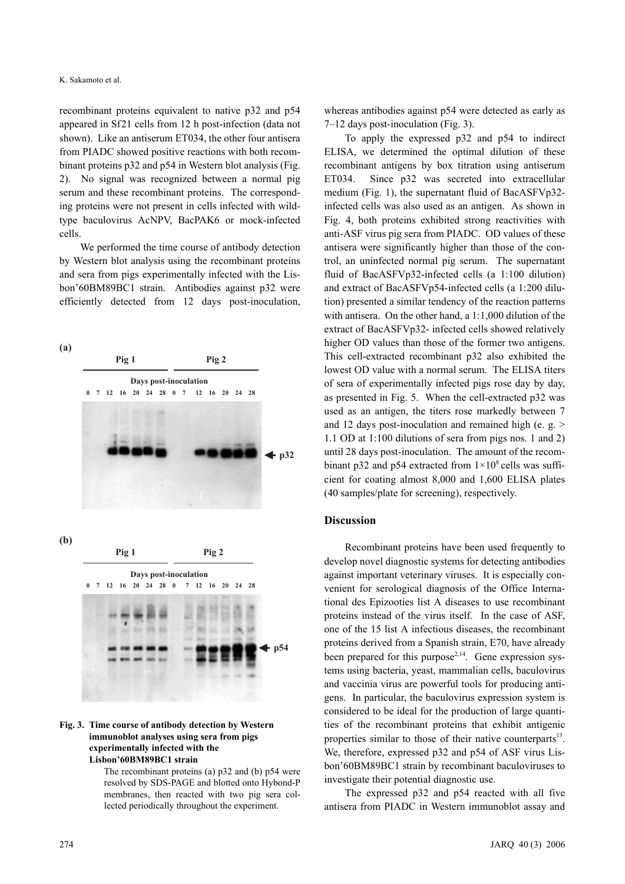recombinant proteins equivalent to native p32 and p54 appeared in Sf21 cells from 12 h post-infection (data not shown). Like an antiserum ET034, the other four antisera from PIADC showed positive reactions with both recombinant proteins p32 and p54 in Western blot analysis (Fig. 2). No signal was recognized between a normal pig serum and these recombinant proteins. The corresponding proteins were not present in cells infected with wild-type baculovirus AcNPV, BacPAK6 or mock-infected cells.

We performed the time course of antibody detection by Western blot analysis using the recombinant proteins and sera from pigs experimentally infected with the Lisbon'60BM89BC1 strain. Antibodies against p32 were efficiently detected from 12 days post-inoculation, whereas antibodies against p54 were detected as early as 7–12 days post-inoculation (Fig. 3).

**Fig. 3. Time course of antibody detection by Western immunoblot analyses using sera from pigs experimentally infected with the Lisbon'60BM89BC1 strain**

The recombinant proteins (a) p32 and (b) p54 were resolved by SDS-PAGE and blotted onto Hybond-P membranes, then reacted with two pig sera collected periodically throughout the experiment.

To apply the expressed p32 and p54 to indirect ELISA, we determined the optimal dilution of these recombinant antigens by box titration using antiserum ET034. Since p32 was secreted into extracellular medium (Fig. 1), the supernatant fluid of BacASFVp32-infected cells was also used as an antigen. As shown in Fig. 4, both proteins exhibited strong reactivities with anti-ASF virus pig sera from PIADC. OD values of these antisera were significantly higher than those of the control, an uninfected normal pig serum. The supernatant fluid of BacASFVp32-infected cells (a 1:100 dilution) and extract of BacASFVp54-infected cells (a 1:200 dilution) presented a similar tendency of the reaction patterns with antisera. On the other hand, a 1:1,000 dilution of the extract of BacASFVp32- infected cells showed relatively higher OD values than those of the former two antigens. This cell-extracted recombinant p32 also exhibited the lowest OD value with a normal serum. The ELISA titers of sera of experimentally infected pigs rose day by day, as presented in Fig. 5. When the cell-extracted p32 was used as an antigen, the titers rose markedly between 7 and 12 days post-inoculation and remained high (e. g. > 1.1 OD at 1:100 dilutions of sera from pigs nos. 1 and 2) until 28 days post-inoculation. The amount of the recombinant p32 and p54 extracted from $1 \times 10^8$ cells was sufficient for coating almost 8,000 and 1,600 ELISA plates (40 samples/plate for screening), respectively.

## Discussion

Recombinant proteins have been used frequently to develop novel diagnostic systems for detecting antibodies against important veterinary viruses. It is especially convenient for serological diagnosis of the Office International des Epizooties list A diseases to use recombinant proteins instead of the virus itself. In the case of ASF, one of the 15 list A infectious diseases, the recombinant proteins derived from a Spanish strain, E70, have already been prepared for this purpose[2,14]. Gene expression systems using bacteria, yeast, mammalian cells, baculovirus and vaccinia virus are powerful tools for producing antigens. In particular, the baculovirus expression system is considered to be ideal for the production of large quantities of the recombinant proteins that exhibit antigenic properties similar to those of their native counterparts[13]. We, therefore, expressed p32 and p54 of ASF virus Lisbon'60BM89BC1 strain by recombinant baculoviruses to investigate their potential diagnostic use.

The expressed p32 and p54 reacted with all five antisera from PIADC in Western immunoblot assay and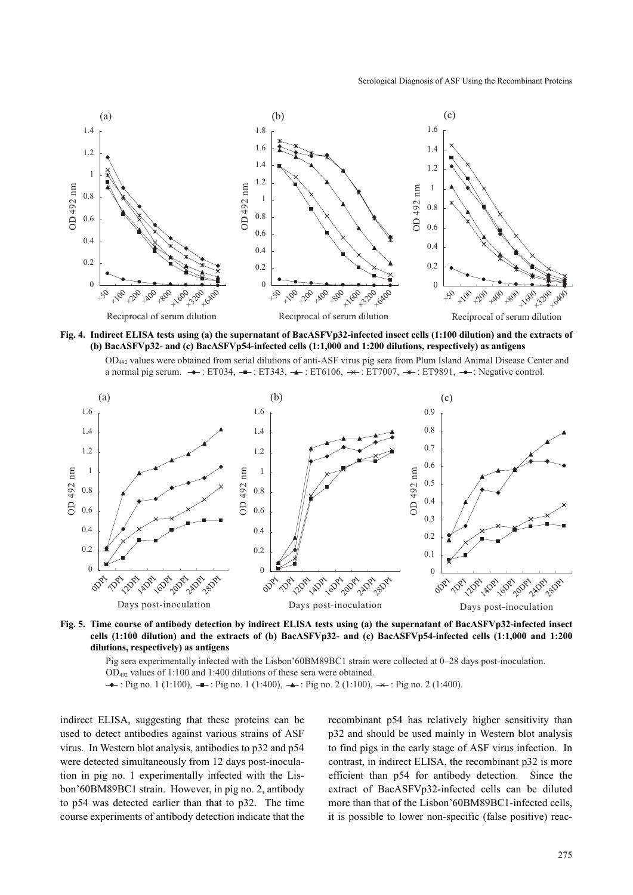**Fig. 4. Indirect ELISA tests using (a) the supernatant of BacASFVp32-infected insect cells (1:100 dilution) and the extracts of (b) BacASFVp32- and (c) BacASFVp54-infected cells (1:1,000 and 1:200 dilutions, respectively) as antigens**

$OD_{492}$ values were obtained from serial dilutions of anti-ASF virus pig sera from Plum Island Animal Disease Center and a normal pig serum. ◆: ET034, ■: ET343, ▲: ET6106, ×: ET7007, ✳: ET9891, ●: Negative control.

**Fig. 5. Time course of antibody detection by indirect ELISA tests using (a) the supernatant of BacASFVp32-infected insect cells (1:100 dilution) and the extracts of (b) BacASFVp32- and (c) BacASFVp54-infected cells (1:1,000 and 1:200 dilutions, respectively) as antigens**

Pig sera experimentally infected with the Lisbon'60BM89BC1 strain were collected at 0–28 days post-inoculation. $OD_{492}$ values of 1:100 and 1:400 dilutions of these sera were obtained.

◆: Pig no. 1 (1:100), ■: Pig no. 1 (1:400), ▲: Pig no. 2 (1:100), ×: Pig no. 2 (1:400).

indirect ELISA, suggesting that these proteins can be used to detect antibodies against various strains of ASF virus. In Western blot analysis, antibodies to p32 and p54 were detected simultaneously from 12 days post-inoculation in pig no. 1 experimentally infected with the Lisbon'60BM89BC1 strain. However, in pig no. 2, antibody to p54 was detected earlier than that to p32. The time course experiments of antibody detection indicate that the recombinant p54 has relatively higher sensitivity than p32 and should be used mainly in Western blot analysis to find pigs in the early stage of ASF virus infection. In contrast, in indirect ELISA, the recombinant p32 is more efficient than p54 for antibody detection. Since the extract of BacASFVp32-infected cells can be diluted more than that of the Lisbon'60BM89BC1-infected cells, it is possible to lower non-specific (false positive) reac-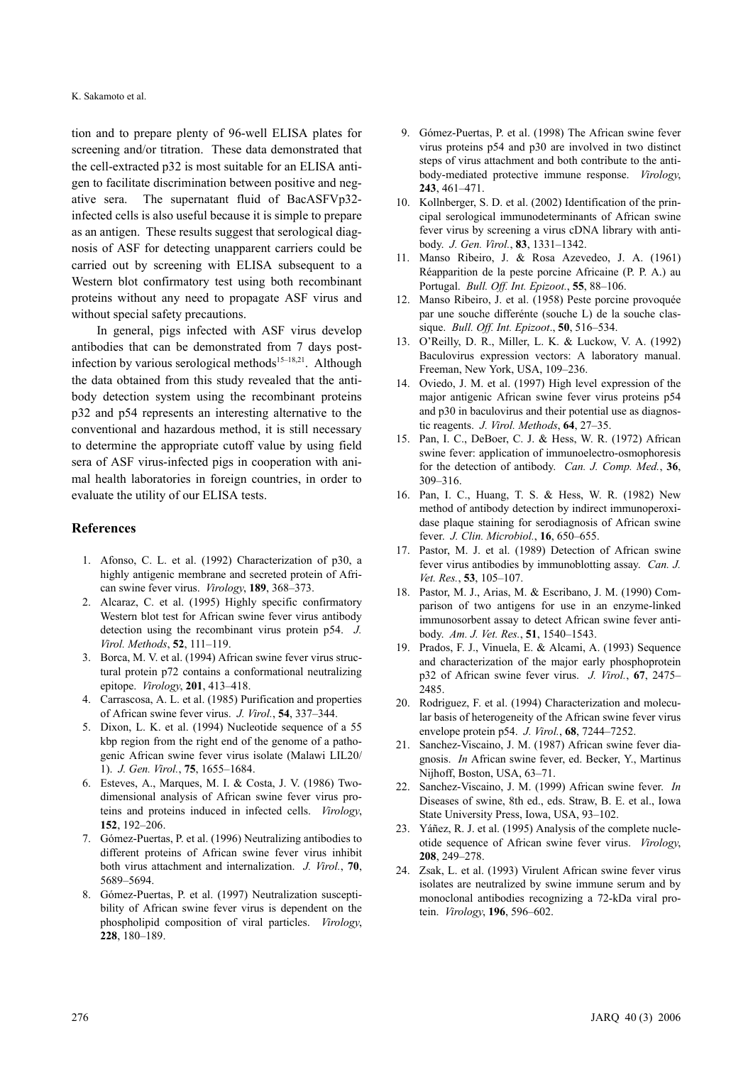tion and to prepare plenty of 96-well ELISA plates for screening and/or titration. These data demonstrated that the cell-extracted p32 is most suitable for an ELISA antigen to facilitate discrimination between positive and negative sera. The supernatant fluid of BacASFVp32-infected cells is also useful because it is simple to prepare as an antigen. These results suggest that serological diagnosis of ASF for detecting unapparent carriers could be carried out by screening with ELISA subsequent to a Western blot confirmatory test using both recombinant proteins without any need to propagate ASF virus and without special safety precautions.

In general, pigs infected with ASF virus develop antibodies that can be demonstrated from 7 days post-infection by various serological methods[15–18,21]. Although the data obtained from this study revealed that the antibody detection system using the recombinant proteins p32 and p54 represents an interesting alternative to the conventional and hazardous method, it is still necessary to determine the appropriate cutoff value by using field sera of ASF virus-infected pigs in cooperation with animal health laboratories in foreign countries, in order to evaluate the utility of our ELISA tests.

## References

1. Afonso, C. L. et al. (1992) Characterization of p30, a highly antigenic membrane and secreted protein of African swine fever virus. *Virology*, **189**, 368–373.
2. Alcaraz, C. et al. (1995) Highly specific confirmatory Western blot test for African swine fever virus antibody detection using the recombinant virus protein p54. *J. Virol. Methods*, **52**, 111–119.
3. Borca, M. V. et al. (1994) African swine fever virus structural protein p72 contains a conformational neutralizing epitope. *Virology*, **201**, 413–418.
4. Carrascosa, A. L. et al. (1985) Purification and properties of African swine fever virus. *J. Virol.*, **54**, 337–344.
5. Dixon, L. K. et al. (1994) Nucleotide sequence of a 55 kbp region from the right end of the genome of a pathogenic African swine fever virus isolate (Malawi LIL20/1). *J. Gen. Virol.*, **75**, 1655–1684.
6. Esteves, A., Marques, M. I. & Costa, J. V. (1986) Two-dimensional analysis of African swine fever virus proteins and proteins induced in infected cells. *Virology*, **152**, 192–206.
7. Gómez-Puertas, P. et al. (1996) Neutralizing antibodies to different proteins of African swine fever virus inhibit both virus attachment and internalization. *J. Virol.*, **70**, 5689–5694.
8. Gómez-Puertas, P. et al. (1997) Neutralization susceptibility of African swine fever virus is dependent on the phospholipid composition of viral particles. *Virology*, **228**, 180–189.
9. Gómez-Puertas, P. et al. (1998) The African swine fever virus proteins p54 and p30 are involved in two distinct steps of virus attachment and both contribute to the antibody-mediated protective immune response. *Virology*, **243**, 461–471.
10. Kollnberger, S. D. et al. (2002) Identification of the principal serological immunodeterminants of African swine fever virus by screening a virus cDNA library with antibody. *J. Gen. Virol.*, **83**, 1331–1342.
11. Manso Ribeiro, J. & Rosa Azevedeo, J. A. (1961) Réapparition de la peste porcine Africaine (P. P. A.) au Portugal. *Bull. Off. Int. Epizoot.*, **55**, 88–106.
12. Manso Ribeiro, J. et al. (1958) Peste porcine provoquée par une souche differénte (souche L) de la souche classique. *Bull. Off. Int. Epizoot*., **50**, 516–534.
13. O'Reilly, D. R., Miller, L. K. & Luckow, V. A. (1992) Baculovirus expression vectors: A laboratory manual. Freeman, New York, USA, 109–236.
14. Oviedo, J. M. et al. (1997) High level expression of the major antigenic African swine fever virus proteins p54 and p30 in baculovirus and their potential use as diagnostic reagents. *J. Virol. Methods*, **64**, 27–35.
15. Pan, I. C., DeBoer, C. J. & Hess, W. R. (1972) African swine fever: application of immunoelectro-osmophoresis for the detection of antibody. *Can. J. Comp. Med.*, **36**, 309–316.
16. Pan, I. C., Huang, T. S. & Hess, W. R. (1982) New method of antibody detection by indirect immunoperoxidase plaque staining for serodiagnosis of African swine fever. *J. Clin. Microbiol.*, **16**, 650–655.
17. Pastor, M. J. et al. (1989) Detection of African swine fever virus antibodies by immunoblotting assay. *Can. J. Vet. Res.*, **53**, 105–107.
18. Pastor, M. J., Arias, M. & Escribano, J. M. (1990) Comparison of two antigens for use in an enzyme-linked immunosorbent assay to detect African swine fever antibody. *Am. J. Vet. Res.*, **51**, 1540–1543.
19. Prados, F. J., Vinuela, E. & Alcami, A. (1993) Sequence and characterization of the major early phosphoprotein p32 of African swine fever virus. *J. Virol.*, **67**, 2475–2485.
20. Rodriguez, F. et al. (1994) Characterization and molecular basis of heterogeneity of the African swine fever virus envelope protein p54. *J. Virol.*, **68**, 7244–7252.
21. Sanchez-Viscaino, J. M. (1987) African swine fever diagnosis. *In* African swine fever, ed. Becker, Y., Martinus Nijhoff, Boston, USA, 63–71.
22. Sanchez-Viscaino, J. M. (1999) African swine fever. *In* Diseases of swine, 8th ed., eds. Straw, B. E. et al., Iowa State University Press, Iowa, USA, 93–102.
23. Yáñez, R. J. et al. (1995) Analysis of the complete nucleotide sequence of African swine fever virus. *Virology*, **208**, 249–278.
24. Zsak, L. et al. (1993) Virulent African swine fever virus isolates are neutralized by swine immune serum and by monoclonal antibodies recognizing a 72-kDa viral protein. *Virology*, **196**, 596–602.